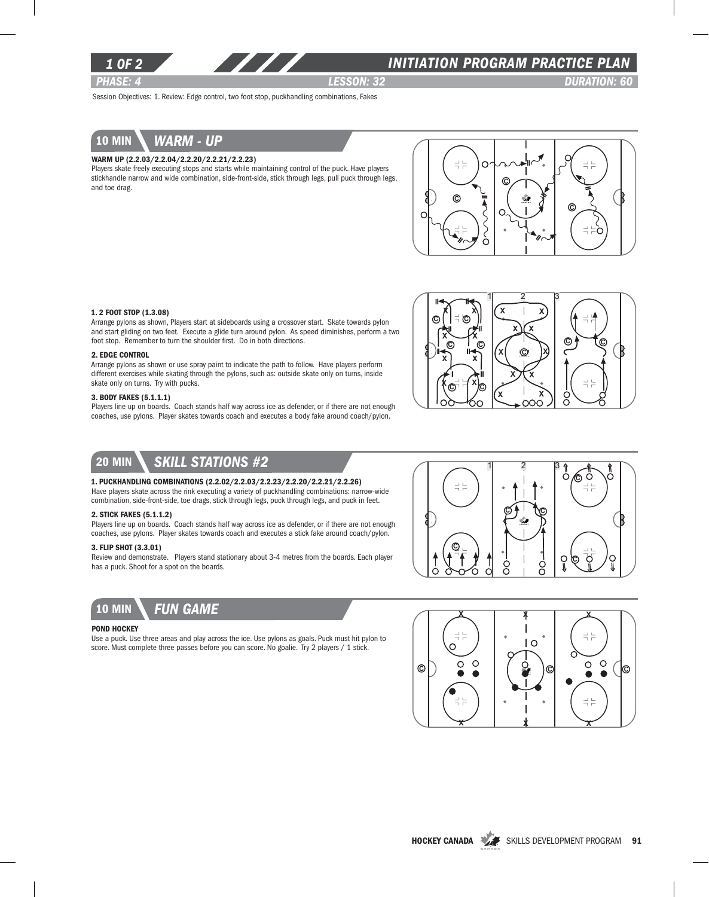# INITIATION PROGRAM PRACTICE PLAN

*PHASE: 4* | *LESSON: 32* | *DURATION: 60*

Session Objectives: 1. Review: Edge control, two foot stop, puckhandling combinations, Fakes

## 10 MIN — WARM - UP

**WARM UP (2.2.03/2.2.04/2.2.20/2.2.21/2.2.23)**
Players skate freely executing stops and starts while maintaining control of the puck. Have players stickhandle narrow and wide combination, side-front-side, stick through legs, pull puck through legs, and toe drag.

**1. 2 FOOT STOP (1.3.08)**
Arrange pylons as shown, Players start at sideboards using a crossover start. Skate towards pylon and start gliding on two feet. Execute a glide turn around pylon. As speed diminishes, perform a two foot stop. Remember to turn the shoulder first. Do in both directions.

**2. EDGE CONTROL**
Arrange pylons as shown or use spray paint to indicate the path to follow. Have players perform different exercises while skating through the pylons, such as: outside skate only on turns, inside skate only on turns. Try with pucks.

**3. BODY FAKES (5.1.1.1)**
Players line up on boards. Coach stands half way across ice as defender, or if there are not enough coaches, use pylons. Player skates towards coach and executes a body fake around coach/pylon.

## 20 MIN — SKILL STATIONS #2

**1. PUCKHANDLING COMBINATIONS (2.2.02/2.2.03/2.2.23/2.2.20/2.2.21/2.2.26)**
Have players skate across the rink executing a variety of puckhandling combinations: narrow-wide combination, side-front-side, toe drags, stick through legs, puck through legs, and puck in feet.

**2. STICK FAKES (5.1.1.2)**
Players line up on boards. Coach stands half way across ice as defender, or if there are not enough coaches, use pylons. Player skates towards coach and executes a stick fake around coach/pylon.

**3. FLIP SHOT (3.3.01)**
Review and demonstrate. Players stand stationary about 3-4 metres from the boards. Each player has a puck. Shoot for a spot on the boards.

## 10 MIN — FUN GAME

**POND HOCKEY**
Use a puck. Use three areas and play across the ice. Use pylons as goals. Puck must hit pylon to score. Must complete three passes before you can score. No goalie. Try 2 players / 1 stick.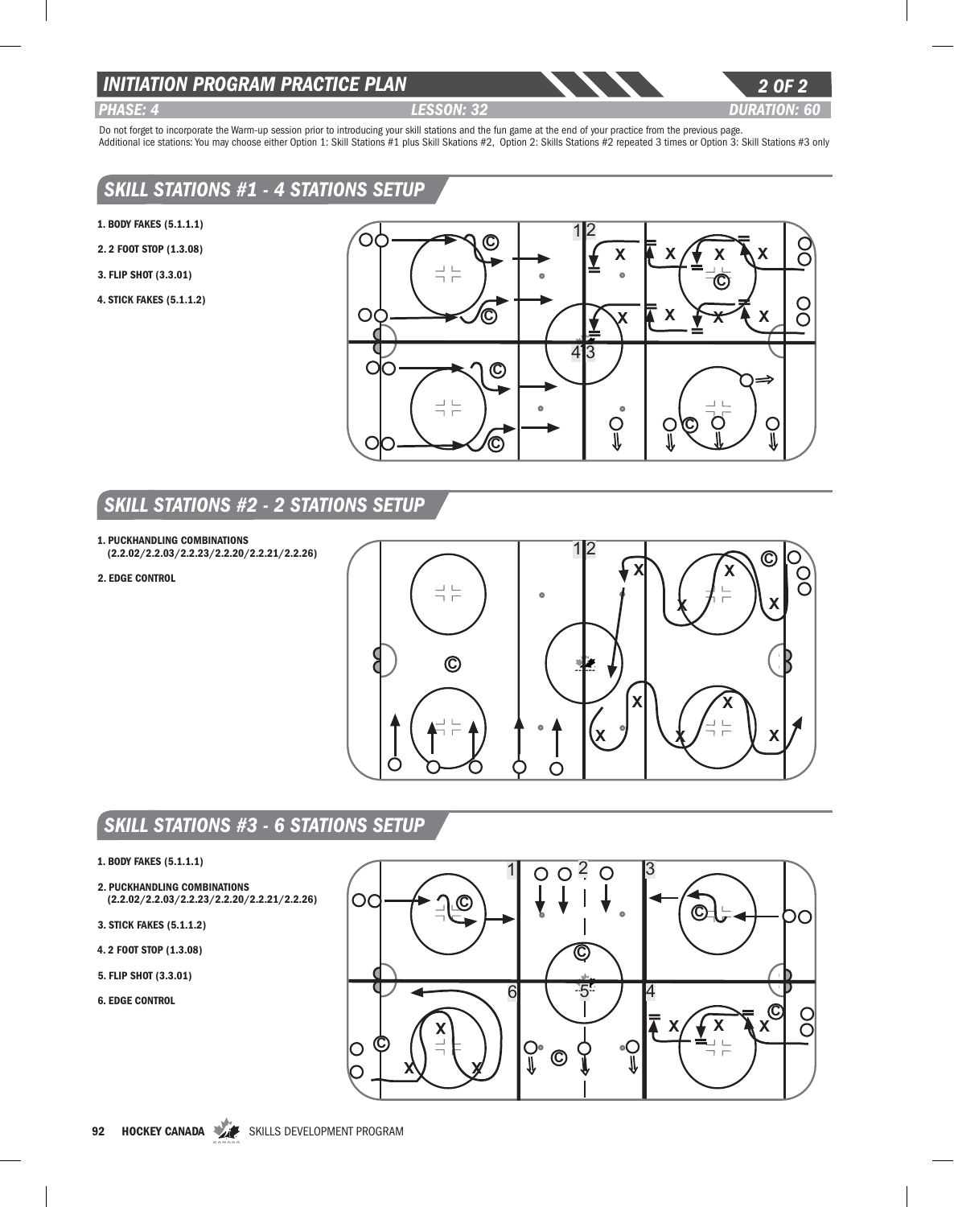# INITIATION PROGRAM PRACTICE PLAN

*PHASE: 4* *LESSON: 32* *DURATION: 60*

Do not forget to incorporate the Warm-up session prior to introducing your skill stations and the fun game at the end of your practice from the previous page.
Additional ice stations: You may choose either Option 1: Skill Stations #1 plus Skill Skations #2, Option 2: Skills Stations #2 repeated 3 times or Option 3: Skill Stations #3 only

## SKILL STATIONS #1 - 4 STATIONS SETUP

1. BODY FAKES (5.1.1.1)
2. 2 FOOT STOP (1.3.08)
3. FLIP SHOT (3.3.01)
4. STICK FAKES (5.1.1.2)

## SKILL STATIONS #2 - 2 STATIONS SETUP

1. PUCKHANDLING COMBINATIONS (2.2.02/2.2.03/2.2.23/2.2.20/2.2.21/2.2.26)
2. EDGE CONTROL

## SKILL STATIONS #3 - 6 STATIONS SETUP

1. BODY FAKES (5.1.1.1)
2. PUCKHANDLING COMBINATIONS (2.2.02/2.2.03/2.2.23/2.2.20/2.2.21/2.2.26)
3. STICK FAKES (5.1.1.2)
4. 2 FOOT STOP (1.3.08)
5. FLIP SHOT (3.3.01)
6. EDGE CONTROL